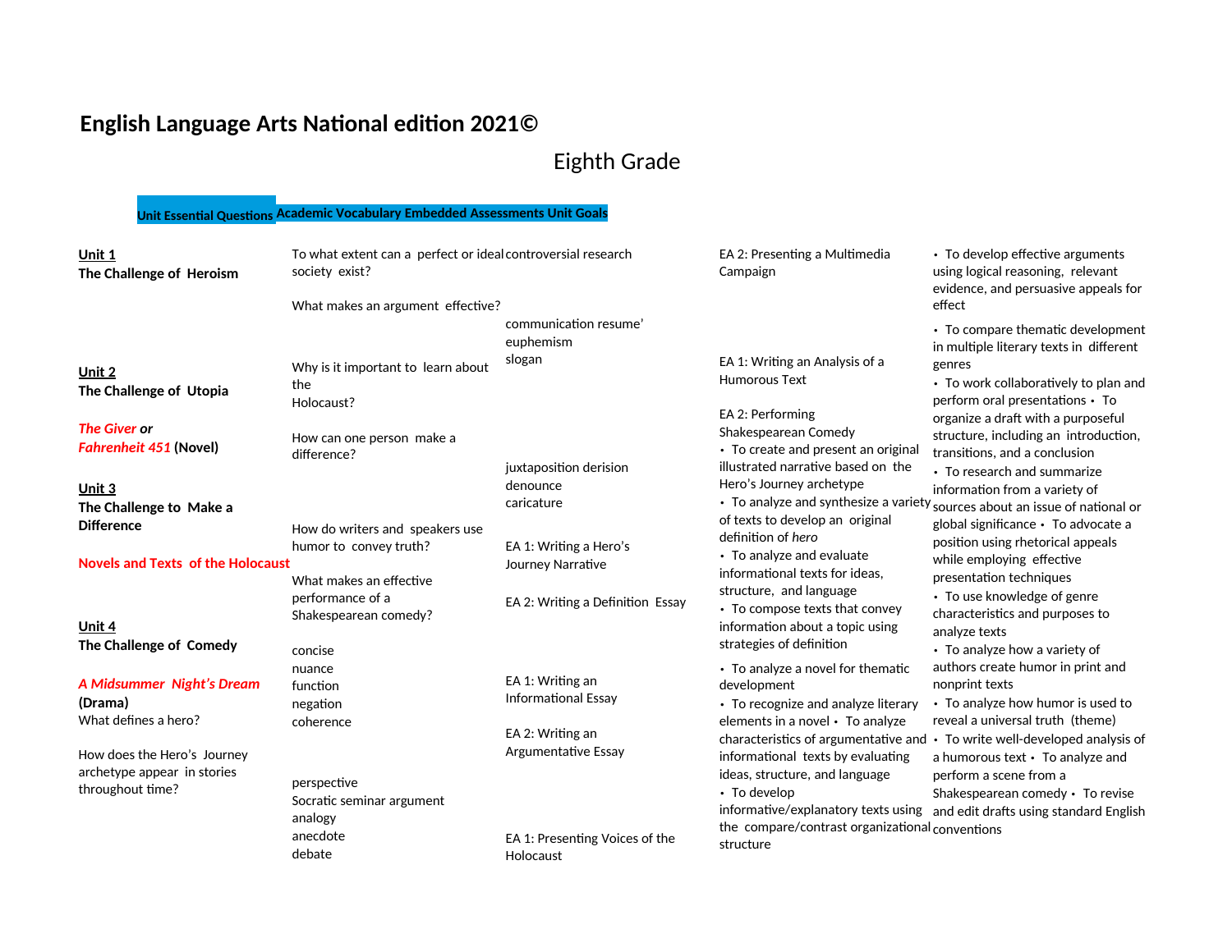# English Language Arts National edition 2021©

## Eighth Grade

| Unit Essential Questions | Academic Vocabulary | Embedded Assessments | Unit Goals |
|---|---|---|---|

**Unit 1**
**The Challenge of Heroism**

**Unit 2**
**The Challenge of Utopia**

***The Giver* or**
***Fahrenheit 451* (Novel)**

**Unit 3**
**The Challenge to Make a Difference**

**Novels and Texts of the Holocaust**

**Unit 4**
**The Challenge of Comedy**

***A Midsummer Night's Dream***
**(Drama)**

What defines a hero?

How does the Hero's Journey archetype appear in stories throughout time?

To what extent can a perfect or ideal society exist?

What makes an argument effective?

Why is it important to learn about the Holocaust?

How can one person make a difference?

How do writers and speakers use humor to convey truth?

What makes an effective performance of a Shakespearean comedy?

concise
nuance
function
negation
coherence

perspective
Socratic seminar argument
analogy
anecdote
debate

controversial research

communication resume'
euphemism
slogan

juxtaposition derision
denounce
caricature

EA 1: Writing a Hero's Journey Narrative

EA 2: Writing a Definition Essay

EA 1: Writing an Informational Essay

EA 2: Writing an Argumentative Essay

EA 1: Presenting Voices of the Holocaust

EA 2: Presenting a Multimedia Campaign

EA 1: Writing an Analysis of a Humorous Text

EA 2: Performing Shakespearean Comedy

- To create and present an original illustrated narrative based on the Hero's Journey archetype
- To analyze and synthesize a variety of texts to develop an original definition of *hero*
- To analyze and evaluate informational texts for ideas, structure, and language
- To compose texts that convey information about a topic using strategies of definition
- To analyze a novel for thematic development
- To recognize and analyze literary elements in a novel
- To analyze characteristics of argumentative and informational texts by evaluating ideas, structure, and language
- To develop informative/explanatory texts using the compare/contrast organizational structure
- To develop effective arguments using logical reasoning, relevant evidence, and persuasive appeals for effect
- To compare thematic development in multiple literary texts in different genres
- To work collaboratively to plan and perform oral presentations
- To organize a draft with a purposeful structure, including an introduction, transitions, and a conclusion
- To research and summarize information from a variety of sources about an issue of national or global significance
- To advocate a position using rhetorical appeals while employing effective presentation techniques
- To use knowledge of genre characteristics and purposes to analyze texts
- To analyze how a variety of authors create humor in print and nonprint texts
- To analyze how humor is used to reveal a universal truth (theme)
- To write well-developed analysis of a humorous text
- To analyze and perform a scene from a Shakespearean comedy
- To revise and edit drafts using standard English conventions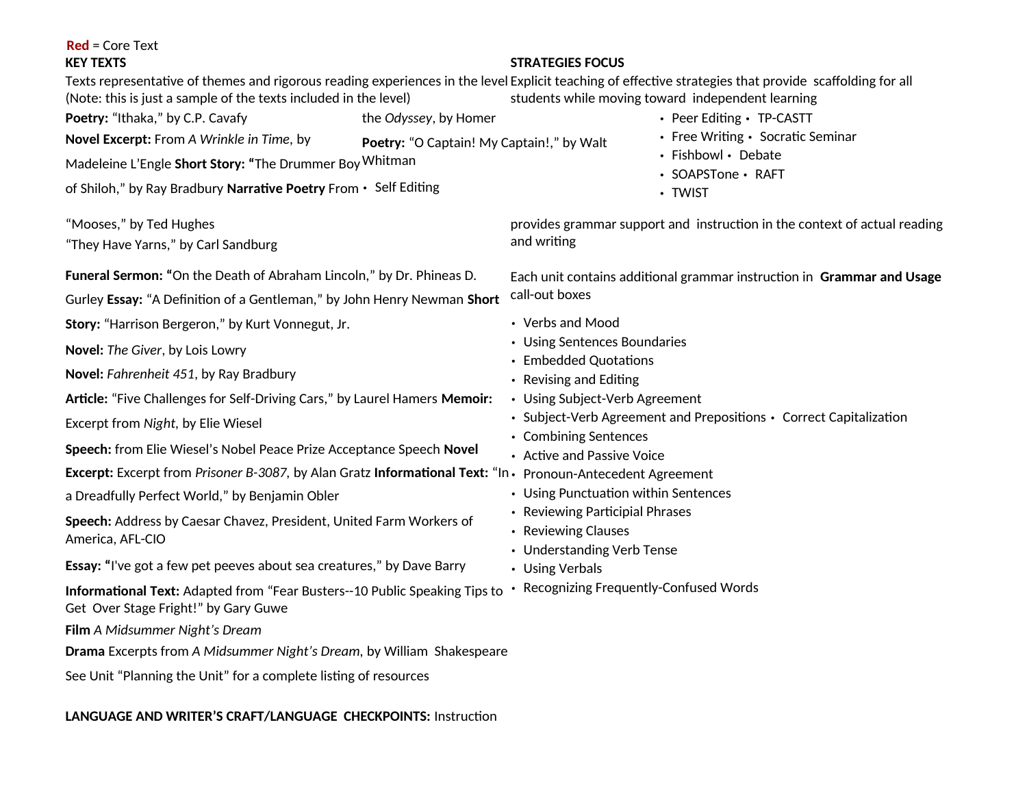**Red** = Core Text

**KEY TEXTS**

Texts representative of themes and rigorous reading experiences in the level (Note: this is just a sample of the texts included in the level)

**Poetry:** "Ithaka," by C.P. Cavafy

the *Odyssey*, by Homer

**Novel Excerpt:** From *A Wrinkle in Time*, by Madeleine L'Engle

**Poetry:** "O Captain! My Captain!," by Walt Whitman

**Short Story:** "The Drummer Boy of Shiloh," by Ray Bradbury

**Narrative Poetry** From "Mooses," by Ted Hughes

"They Have Yarns," by Carl Sandburg

**Funeral Sermon:** "On the Death of Abraham Lincoln," by Dr. Phineas D. Gurley

**Essay:** "A Definition of a Gentleman," by John Henry Newman

**Short Story:** "Harrison Bergeron," by Kurt Vonnegut, Jr.

**Novel:** *The Giver*, by Lois Lowry

**Novel:** *Fahrenheit 451*, by Ray Bradbury

**Article:** "Five Challenges for Self-Driving Cars," by Laurel Hamers

**Memoir:** Excerpt from *Night*, by Elie Wiesel

**Speech:** from Elie Wiesel's Nobel Peace Prize Acceptance Speech

**Novel Excerpt:** Excerpt from *Prisoner B-3087*, by Alan Gratz

**Informational Text:** "In a Dreadfully Perfect World," by Benjamin Obler

**Speech:** Address by Caesar Chavez, President, United Farm Workers of America, AFL-CIO

**Essay:** "I've got a few pet peeves about sea creatures," by Dave Barry

**Informational Text:** Adapted from "Fear Busters--10 Public Speaking Tips to Get Over Stage Fright!" by Gary Guwe

**Film** *A Midsummer Night's Dream*

**Drama** Excerpts from *A Midsummer Night's Dream*, by William Shakespeare

See Unit "Planning the Unit" for a complete listing of resources

**STRATEGIES FOCUS**

Explicit teaching of effective strategies that provide scaffolding for all students while moving toward independent learning

- Self Editing
- Peer Editing
- TP-CASTT
- Free Writing
- Socratic Seminar
- Fishbowl
- Debate
- SOAPSTone
- RAFT
- TWIST

**LANGUAGE AND WRITER'S CRAFT/LANGUAGE CHECKPOINTS:** Instruction provides grammar support and instruction in the context of actual reading and writing

Each unit contains additional grammar instruction in **Grammar and Usage** call-out boxes

- Verbs and Mood
- Using Sentences Boundaries
- Embedded Quotations
- Revising and Editing
- Using Subject-Verb Agreement
- Subject-Verb Agreement and Prepositions
- Correct Capitalization
- Combining Sentences
- Active and Passive Voice
- Pronoun-Antecedent Agreement
- Using Punctuation within Sentences
- Reviewing Participial Phrases
- Reviewing Clauses
- Understanding Verb Tense
- Using Verbals
- Recognizing Frequently-Confused Words